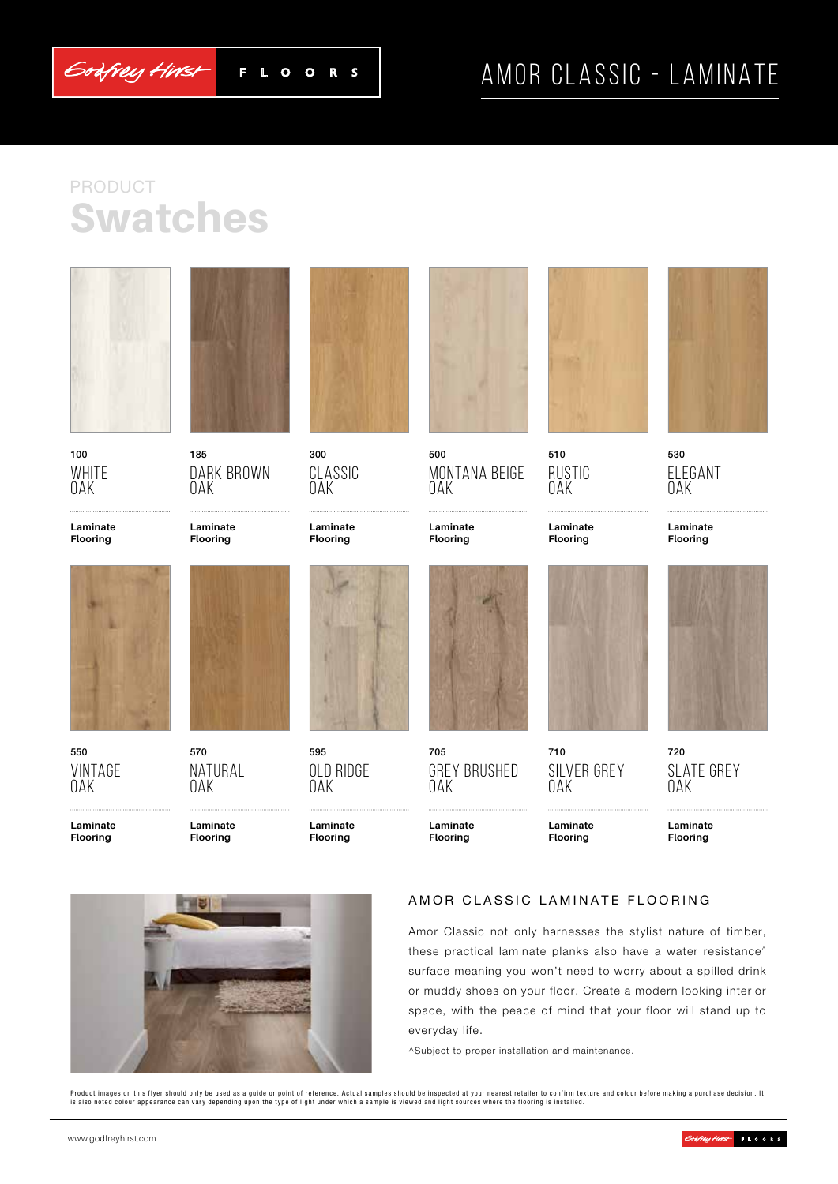# AMOR CLASSIC - LAMINATE

PRODUCT

## Swatches

100
WHITE OAK
**Laminate Flooring**

185
DARK BROWN OAK
**Laminate Flooring**

300
CLASSIC OAK
**Laminate Flooring**

500
MONTANA BEIGE OAK
**Laminate Flooring**

510
RUSTIC OAK
**Laminate Flooring**

530
ELEGANT OAK
**Laminate Flooring**

550
VINTAGE OAK
**Laminate Flooring**

570
NATURAL OAK
**Laminate Flooring**

595
OLD RIDGE OAK
**Laminate Flooring**

705
GREY BRUSHED OAK
**Laminate Flooring**

710
SILVER GREY OAK
**Laminate Flooring**

720
SLATE GREY OAK
**Laminate Flooring**

### AMOR CLASSIC LAMINATE FLOORING

Amor Classic not only harnesses the stylist nature of timber, these practical laminate planks also have a water resistance^ surface meaning you won't need to worry about a spilled drink or muddy shoes on your floor. Create a modern looking interior space, with the peace of mind that your floor will stand up to everyday life.

^Subject to proper installation and maintenance.

Product images on this flyer should only be used as a guide or point of reference. Actual samples should be inspected at your nearest retailer to confirm texture and colour before making a purchase decision. It is also noted colour appearance can vary depending upon the type of light under which a sample is viewed and light sources where the flooring is installed.

www.godfreyhirst.com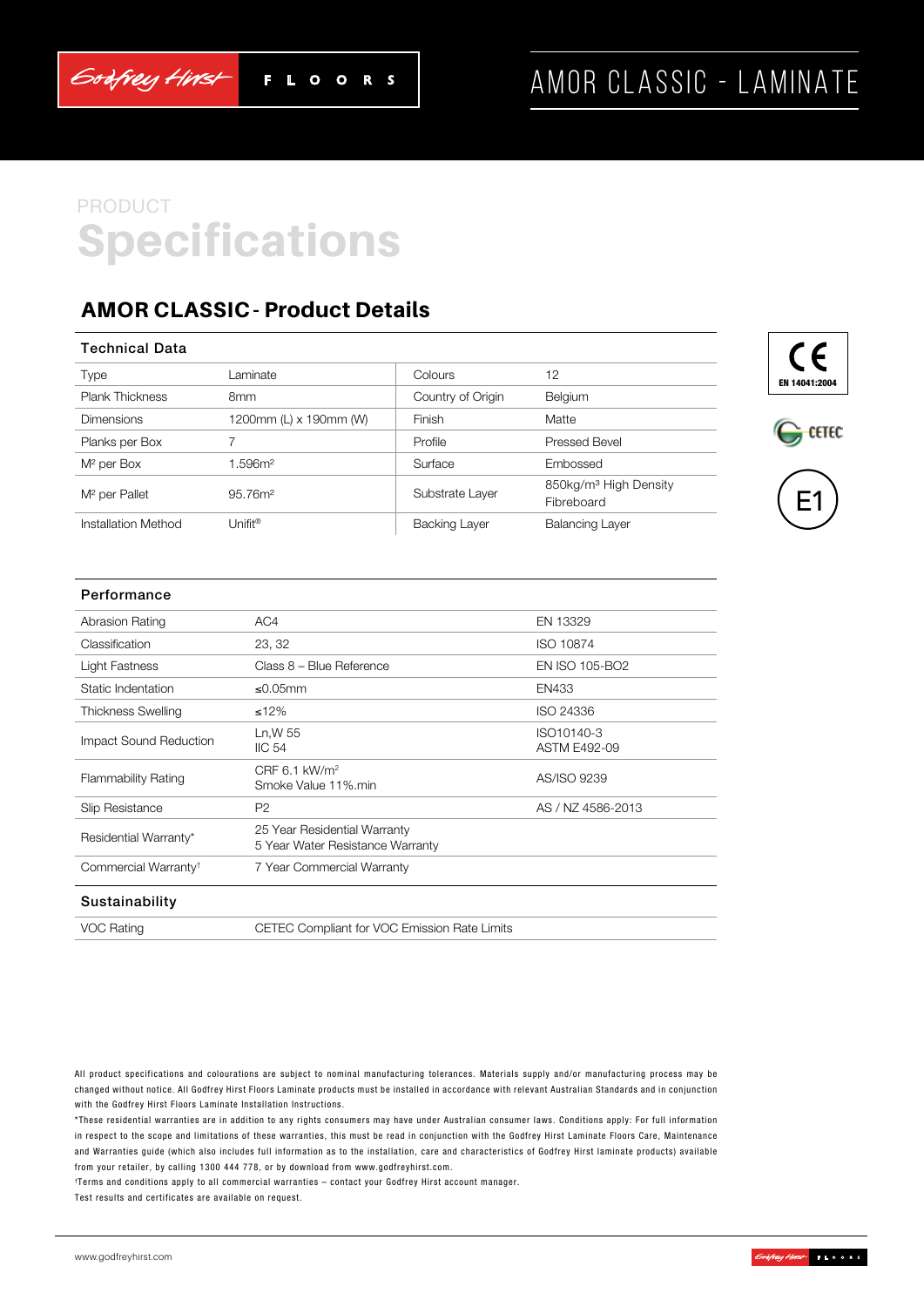# AMOR CLASSIC - LAMINATE

PRODUCT

# Specifications

## AMOR CLASSIC - Product Details

### Technical Data

| | | | |
|---|---|---|---|
| Type | Laminate | Colours | 12 |
| Plank Thickness | 8mm | Country of Origin | Belgium |
| Dimensions | 1200mm (L) x 190mm (W) | Finish | Matte |
| Planks per Box | 7 | Profile | Pressed Bevel |
| M² per Box | 1.596m² | Surface | Embossed |
| M² per Pallet | 95.76m² | Substrate Layer | 850kg/m³ High Density Fibreboard |
| Installation Method | Unifit® | Backing Layer | Balancing Layer |

CE EN 14041:2004

CETEC

E1

### Performance

| | | |
|---|---|---|
| Abrasion Rating | AC4 | EN 13329 |
| Classification | 23, 32 | ISO 10874 |
| Light Fastness | Class 8 – Blue Reference | EN ISO 105-BO2 |
| Static Indentation | ≤0.05mm | EN433 |
| Thickness Swelling | ≤12% | ISO 24336 |
| Impact Sound Reduction | Ln,W 55<br>IIC 54 | ISO10140-3<br>ASTM E492-09 |
| Flammability Rating | CRF 6.1 kW/m²<br>Smoke Value 11%.min | AS/ISO 9239 |
| Slip Resistance | P2 | AS / NZ 4586-2013 |
| Residential Warranty* | 25 Year Residential Warranty<br>5 Year Water Resistance Warranty | |
| Commercial Warranty† | 7 Year Commercial Warranty | |

### Sustainability

| | |
|---|---|
| VOC Rating | CETEC Compliant for VOC Emission Rate Limits |

All product specifications and colourations are subject to nominal manufacturing tolerances. Materials supply and/or manufacturing process may be changed without notice. All Godfrey Hirst Floors Laminate products must be installed in accordance with relevant Australian Standards and in conjunction with the Godfrey Hirst Floors Laminate Installation Instructions.

*These residential warranties are in addition to any rights consumers may have under Australian consumer laws. Conditions apply: For full information in respect to the scope and limitations of these warranties, this must be read in conjunction with the Godfrey Hirst Laminate Floors Care, Maintenance and Warranties guide (which also includes full information as to the installation, care and characteristics of Godfrey Hirst laminate products) available from your retailer, by calling 1300 444 778, or by download from www.godfreyhirst.com.

†Terms and conditions apply to all commercial warranties – contact your Godfrey Hirst account manager.

Test results and certificates are available on request.

www.godfreyhirst.com